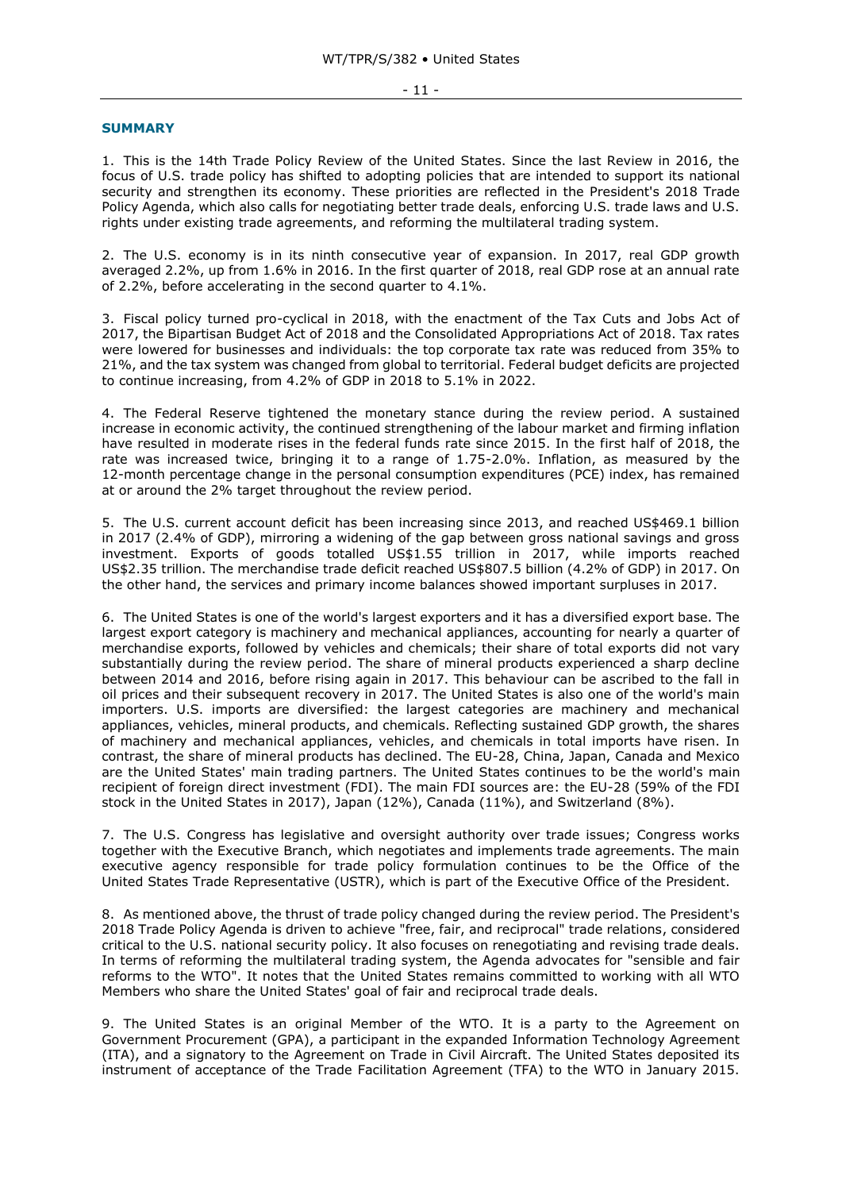## SUMMARY

1. This is the 14th Trade Policy Review of the United States. Since the last Review in 2016, the focus of U.S. trade policy has shifted to adopting policies that are intended to support its national security and strengthen its economy. These priorities are reflected in the President's 2018 Trade Policy Agenda, which also calls for negotiating better trade deals, enforcing U.S. trade laws and U.S. rights under existing trade agreements, and reforming the multilateral trading system.

2. The U.S. economy is in its ninth consecutive year of expansion. In 2017, real GDP growth averaged 2.2%, up from 1.6% in 2016. In the first quarter of 2018, real GDP rose at an annual rate of 2.2%, before accelerating in the second quarter to 4.1%.

3. Fiscal policy turned pro-cyclical in 2018, with the enactment of the Tax Cuts and Jobs Act of 2017, the Bipartisan Budget Act of 2018 and the Consolidated Appropriations Act of 2018. Tax rates were lowered for businesses and individuals: the top corporate tax rate was reduced from 35% to 21%, and the tax system was changed from global to territorial. Federal budget deficits are projected to continue increasing, from 4.2% of GDP in 2018 to 5.1% in 2022.

4. The Federal Reserve tightened the monetary stance during the review period. A sustained increase in economic activity, the continued strengthening of the labour market and firming inflation have resulted in moderate rises in the federal funds rate since 2015. In the first half of 2018, the rate was increased twice, bringing it to a range of 1.75-2.0%. Inflation, as measured by the 12-month percentage change in the personal consumption expenditures (PCE) index, has remained at or around the 2% target throughout the review period.

5. The U.S. current account deficit has been increasing since 2013, and reached US$469.1 billion in 2017 (2.4% of GDP), mirroring a widening of the gap between gross national savings and gross investment. Exports of goods totalled US$1.55 trillion in 2017, while imports reached US$2.35 trillion. The merchandise trade deficit reached US$807.5 billion (4.2% of GDP) in 2017. On the other hand, the services and primary income balances showed important surpluses in 2017.

6. The United States is one of the world's largest exporters and it has a diversified export base. The largest export category is machinery and mechanical appliances, accounting for nearly a quarter of merchandise exports, followed by vehicles and chemicals; their share of total exports did not vary substantially during the review period. The share of mineral products experienced a sharp decline between 2014 and 2016, before rising again in 2017. This behaviour can be ascribed to the fall in oil prices and their subsequent recovery in 2017. The United States is also one of the world's main importers. U.S. imports are diversified: the largest categories are machinery and mechanical appliances, vehicles, mineral products, and chemicals. Reflecting sustained GDP growth, the shares of machinery and mechanical appliances, vehicles, and chemicals in total imports have risen. In contrast, the share of mineral products has declined. The EU-28, China, Japan, Canada and Mexico are the United States' main trading partners. The United States continues to be the world's main recipient of foreign direct investment (FDI). The main FDI sources are: the EU-28 (59% of the FDI stock in the United States in 2017), Japan (12%), Canada (11%), and Switzerland (8%).

7. The U.S. Congress has legislative and oversight authority over trade issues; Congress works together with the Executive Branch, which negotiates and implements trade agreements. The main executive agency responsible for trade policy formulation continues to be the Office of the United States Trade Representative (USTR), which is part of the Executive Office of the President.

8. As mentioned above, the thrust of trade policy changed during the review period. The President's 2018 Trade Policy Agenda is driven to achieve "free, fair, and reciprocal" trade relations, considered critical to the U.S. national security policy. It also focuses on renegotiating and revising trade deals. In terms of reforming the multilateral trading system, the Agenda advocates for "sensible and fair reforms to the WTO". It notes that the United States remains committed to working with all WTO Members who share the United States' goal of fair and reciprocal trade deals.

9. The United States is an original Member of the WTO. It is a party to the Agreement on Government Procurement (GPA), a participant in the expanded Information Technology Agreement (ITA), and a signatory to the Agreement on Trade in Civil Aircraft. The United States deposited its instrument of acceptance of the Trade Facilitation Agreement (TFA) to the WTO in January 2015.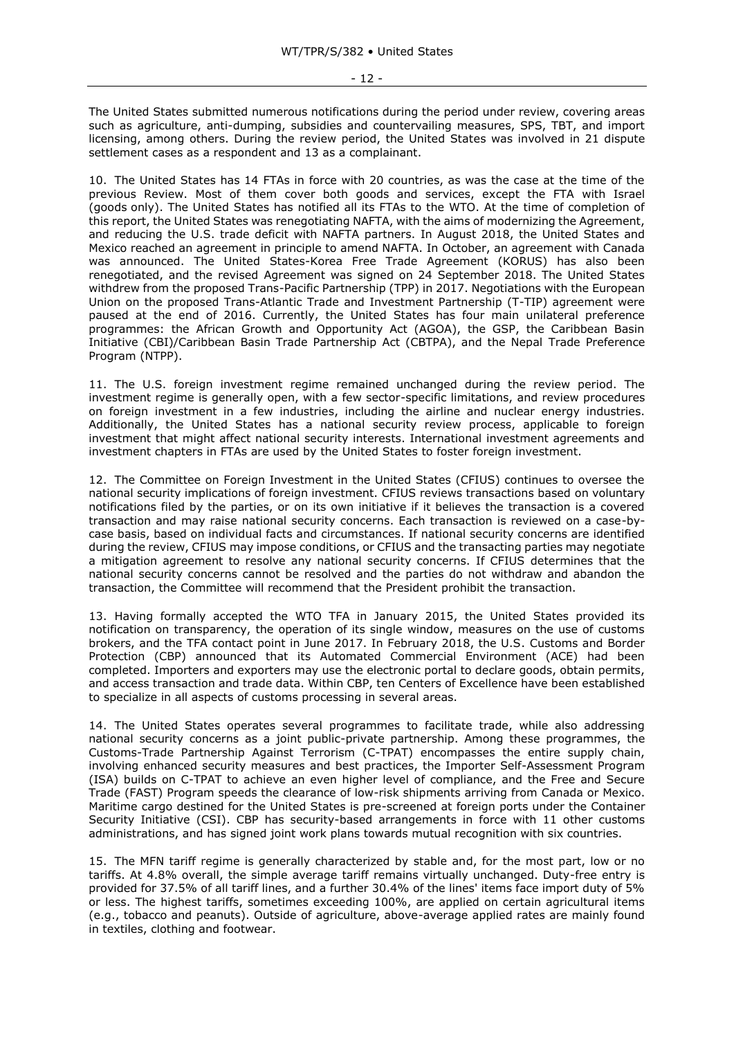The United States submitted numerous notifications during the period under review, covering areas such as agriculture, anti-dumping, subsidies and countervailing measures, SPS, TBT, and import licensing, among others. During the review period, the United States was involved in 21 dispute settlement cases as a respondent and 13 as a complainant.

10. The United States has 14 FTAs in force with 20 countries, as was the case at the time of the previous Review. Most of them cover both goods and services, except the FTA with Israel (goods only). The United States has notified all its FTAs to the WTO. At the time of completion of this report, the United States was renegotiating NAFTA, with the aims of modernizing the Agreement, and reducing the U.S. trade deficit with NAFTA partners. In August 2018, the United States and Mexico reached an agreement in principle to amend NAFTA. In October, an agreement with Canada was announced. The United States-Korea Free Trade Agreement (KORUS) has also been renegotiated, and the revised Agreement was signed on 24 September 2018. The United States withdrew from the proposed Trans-Pacific Partnership (TPP) in 2017. Negotiations with the European Union on the proposed Trans-Atlantic Trade and Investment Partnership (T-TIP) agreement were paused at the end of 2016. Currently, the United States has four main unilateral preference programmes: the African Growth and Opportunity Act (AGOA), the GSP, the Caribbean Basin Initiative (CBI)/Caribbean Basin Trade Partnership Act (CBTPA), and the Nepal Trade Preference Program (NTPP).

11. The U.S. foreign investment regime remained unchanged during the review period. The investment regime is generally open, with a few sector-specific limitations, and review procedures on foreign investment in a few industries, including the airline and nuclear energy industries. Additionally, the United States has a national security review process, applicable to foreign investment that might affect national security interests. International investment agreements and investment chapters in FTAs are used by the United States to foster foreign investment.

12. The Committee on Foreign Investment in the United States (CFIUS) continues to oversee the national security implications of foreign investment. CFIUS reviews transactions based on voluntary notifications filed by the parties, or on its own initiative if it believes the transaction is a covered transaction and may raise national security concerns. Each transaction is reviewed on a case-by-case basis, based on individual facts and circumstances. If national security concerns are identified during the review, CFIUS may impose conditions, or CFIUS and the transacting parties may negotiate a mitigation agreement to resolve any national security concerns. If CFIUS determines that the national security concerns cannot be resolved and the parties do not withdraw and abandon the transaction, the Committee will recommend that the President prohibit the transaction.

13. Having formally accepted the WTO TFA in January 2015, the United States provided its notification on transparency, the operation of its single window, measures on the use of customs brokers, and the TFA contact point in June 2017. In February 2018, the U.S. Customs and Border Protection (CBP) announced that its Automated Commercial Environment (ACE) had been completed. Importers and exporters may use the electronic portal to declare goods, obtain permits, and access transaction and trade data. Within CBP, ten Centers of Excellence have been established to specialize in all aspects of customs processing in several areas.

14. The United States operates several programmes to facilitate trade, while also addressing national security concerns as a joint public-private partnership. Among these programmes, the Customs-Trade Partnership Against Terrorism (C-TPAT) encompasses the entire supply chain, involving enhanced security measures and best practices, the Importer Self-Assessment Program (ISA) builds on C-TPAT to achieve an even higher level of compliance, and the Free and Secure Trade (FAST) Program speeds the clearance of low-risk shipments arriving from Canada or Mexico. Maritime cargo destined for the United States is pre-screened at foreign ports under the Container Security Initiative (CSI). CBP has security-based arrangements in force with 11 other customs administrations, and has signed joint work plans towards mutual recognition with six countries.

15. The MFN tariff regime is generally characterized by stable and, for the most part, low or no tariffs. At 4.8% overall, the simple average tariff remains virtually unchanged. Duty-free entry is provided for 37.5% of all tariff lines, and a further 30.4% of the lines' items face import duty of 5% or less. The highest tariffs, sometimes exceeding 100%, are applied on certain agricultural items (e.g., tobacco and peanuts). Outside of agriculture, above-average applied rates are mainly found in textiles, clothing and footwear.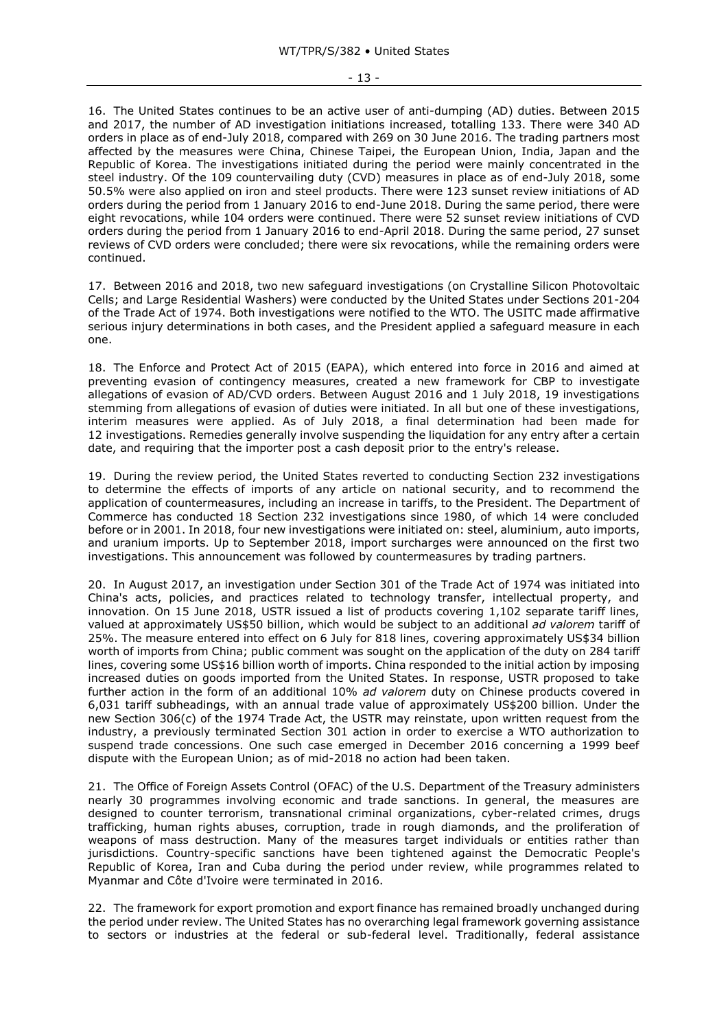16. The United States continues to be an active user of anti-dumping (AD) duties. Between 2015 and 2017, the number of AD investigation initiations increased, totalling 133. There were 340 AD orders in place as of end-July 2018, compared with 269 on 30 June 2016. The trading partners most affected by the measures were China, Chinese Taipei, the European Union, India, Japan and the Republic of Korea. The investigations initiated during the period were mainly concentrated in the steel industry. Of the 109 countervailing duty (CVD) measures in place as of end-July 2018, some 50.5% were also applied on iron and steel products. There were 123 sunset review initiations of AD orders during the period from 1 January 2016 to end-June 2018. During the same period, there were eight revocations, while 104 orders were continued. There were 52 sunset review initiations of CVD orders during the period from 1 January 2016 to end-April 2018. During the same period, 27 sunset reviews of CVD orders were concluded; there were six revocations, while the remaining orders were continued.

17. Between 2016 and 2018, two new safeguard investigations (on Crystalline Silicon Photovoltaic Cells; and Large Residential Washers) were conducted by the United States under Sections 201-204 of the Trade Act of 1974. Both investigations were notified to the WTO. The USITC made affirmative serious injury determinations in both cases, and the President applied a safeguard measure in each one.

18. The Enforce and Protect Act of 2015 (EAPA), which entered into force in 2016 and aimed at preventing evasion of contingency measures, created a new framework for CBP to investigate allegations of evasion of AD/CVD orders. Between August 2016 and 1 July 2018, 19 investigations stemming from allegations of evasion of duties were initiated. In all but one of these investigations, interim measures were applied. As of July 2018, a final determination had been made for 12 investigations. Remedies generally involve suspending the liquidation for any entry after a certain date, and requiring that the importer post a cash deposit prior to the entry's release.

19. During the review period, the United States reverted to conducting Section 232 investigations to determine the effects of imports of any article on national security, and to recommend the application of countermeasures, including an increase in tariffs, to the President. The Department of Commerce has conducted 18 Section 232 investigations since 1980, of which 14 were concluded before or in 2001. In 2018, four new investigations were initiated on: steel, aluminium, auto imports, and uranium imports. Up to September 2018, import surcharges were announced on the first two investigations. This announcement was followed by countermeasures by trading partners.

20. In August 2017, an investigation under Section 301 of the Trade Act of 1974 was initiated into China's acts, policies, and practices related to technology transfer, intellectual property, and innovation. On 15 June 2018, USTR issued a list of products covering 1,102 separate tariff lines, valued at approximately US$50 billion, which would be subject to an additional *ad valorem* tariff of 25%. The measure entered into effect on 6 July for 818 lines, covering approximately US$34 billion worth of imports from China; public comment was sought on the application of the duty on 284 tariff lines, covering some US$16 billion worth of imports. China responded to the initial action by imposing increased duties on goods imported from the United States. In response, USTR proposed to take further action in the form of an additional 10% *ad valorem* duty on Chinese products covered in 6,031 tariff subheadings, with an annual trade value of approximately US$200 billion. Under the new Section 306(c) of the 1974 Trade Act, the USTR may reinstate, upon written request from the industry, a previously terminated Section 301 action in order to exercise a WTO authorization to suspend trade concessions. One such case emerged in December 2016 concerning a 1999 beef dispute with the European Union; as of mid-2018 no action had been taken.

21. The Office of Foreign Assets Control (OFAC) of the U.S. Department of the Treasury administers nearly 30 programmes involving economic and trade sanctions. In general, the measures are designed to counter terrorism, transnational criminal organizations, cyber-related crimes, drugs trafficking, human rights abuses, corruption, trade in rough diamonds, and the proliferation of weapons of mass destruction. Many of the measures target individuals or entities rather than jurisdictions. Country-specific sanctions have been tightened against the Democratic People's Republic of Korea, Iran and Cuba during the period under review, while programmes related to Myanmar and Côte d'Ivoire were terminated in 2016.

22. The framework for export promotion and export finance has remained broadly unchanged during the period under review. The United States has no overarching legal framework governing assistance to sectors or industries at the federal or sub-federal level. Traditionally, federal assistance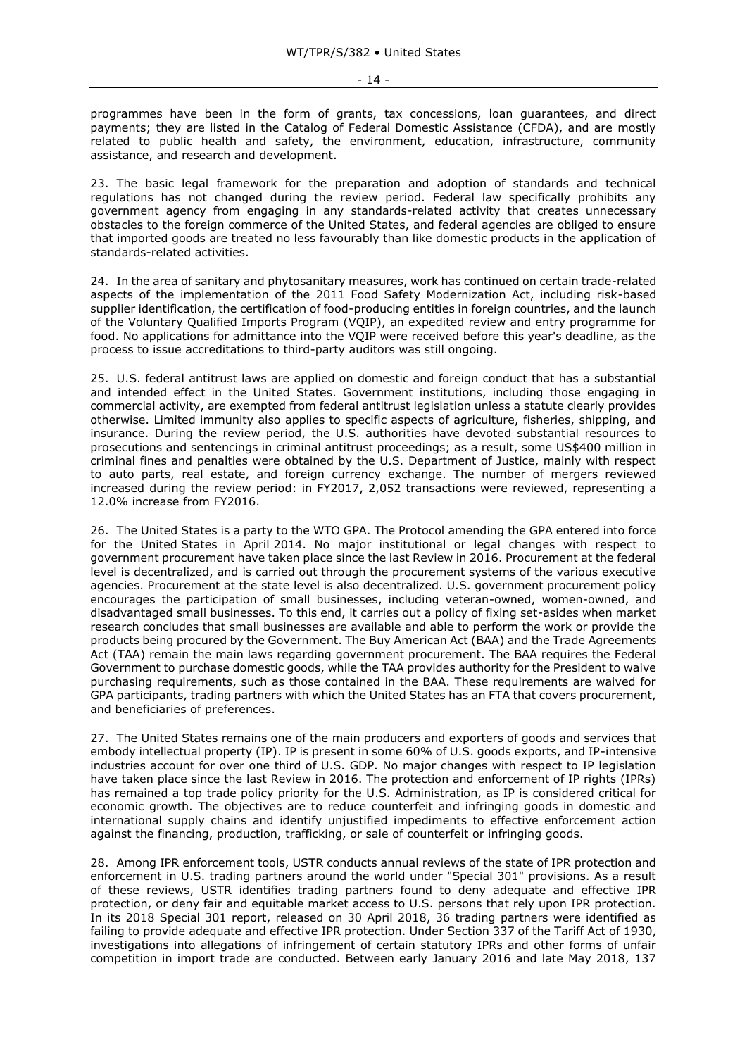programmes have been in the form of grants, tax concessions, loan guarantees, and direct payments; they are listed in the Catalog of Federal Domestic Assistance (CFDA), and are mostly related to public health and safety, the environment, education, infrastructure, community assistance, and research and development.

23. The basic legal framework for the preparation and adoption of standards and technical regulations has not changed during the review period. Federal law specifically prohibits any government agency from engaging in any standards-related activity that creates unnecessary obstacles to the foreign commerce of the United States, and federal agencies are obliged to ensure that imported goods are treated no less favourably than like domestic products in the application of standards-related activities.

24. In the area of sanitary and phytosanitary measures, work has continued on certain trade-related aspects of the implementation of the 2011 Food Safety Modernization Act, including risk-based supplier identification, the certification of food-producing entities in foreign countries, and the launch of the Voluntary Qualified Imports Program (VQIP), an expedited review and entry programme for food. No applications for admittance into the VQIP were received before this year's deadline, as the process to issue accreditations to third-party auditors was still ongoing.

25. U.S. federal antitrust laws are applied on domestic and foreign conduct that has a substantial and intended effect in the United States. Government institutions, including those engaging in commercial activity, are exempted from federal antitrust legislation unless a statute clearly provides otherwise. Limited immunity also applies to specific aspects of agriculture, fisheries, shipping, and insurance. During the review period, the U.S. authorities have devoted substantial resources to prosecutions and sentencings in criminal antitrust proceedings; as a result, some US$400 million in criminal fines and penalties were obtained by the U.S. Department of Justice, mainly with respect to auto parts, real estate, and foreign currency exchange. The number of mergers reviewed increased during the review period: in FY2017, 2,052 transactions were reviewed, representing a 12.0% increase from FY2016.

26. The United States is a party to the WTO GPA. The Protocol amending the GPA entered into force for the United States in April 2014. No major institutional or legal changes with respect to government procurement have taken place since the last Review in 2016. Procurement at the federal level is decentralized, and is carried out through the procurement systems of the various executive agencies. Procurement at the state level is also decentralized. U.S. government procurement policy encourages the participation of small businesses, including veteran-owned, women-owned, and disadvantaged small businesses. To this end, it carries out a policy of fixing set-asides when market research concludes that small businesses are available and able to perform the work or provide the products being procured by the Government. The Buy American Act (BAA) and the Trade Agreements Act (TAA) remain the main laws regarding government procurement. The BAA requires the Federal Government to purchase domestic goods, while the TAA provides authority for the President to waive purchasing requirements, such as those contained in the BAA. These requirements are waived for GPA participants, trading partners with which the United States has an FTA that covers procurement, and beneficiaries of preferences.

27. The United States remains one of the main producers and exporters of goods and services that embody intellectual property (IP). IP is present in some 60% of U.S. goods exports, and IP-intensive industries account for over one third of U.S. GDP. No major changes with respect to IP legislation have taken place since the last Review in 2016. The protection and enforcement of IP rights (IPRs) has remained a top trade policy priority for the U.S. Administration, as IP is considered critical for economic growth. The objectives are to reduce counterfeit and infringing goods in domestic and international supply chains and identify unjustified impediments to effective enforcement action against the financing, production, trafficking, or sale of counterfeit or infringing goods.

28. Among IPR enforcement tools, USTR conducts annual reviews of the state of IPR protection and enforcement in U.S. trading partners around the world under "Special 301" provisions. As a result of these reviews, USTR identifies trading partners found to deny adequate and effective IPR protection, or deny fair and equitable market access to U.S. persons that rely upon IPR protection. In its 2018 Special 301 report, released on 30 April 2018, 36 trading partners were identified as failing to provide adequate and effective IPR protection. Under Section 337 of the Tariff Act of 1930, investigations into allegations of infringement of certain statutory IPRs and other forms of unfair competition in import trade are conducted. Between early January 2016 and late May 2018, 137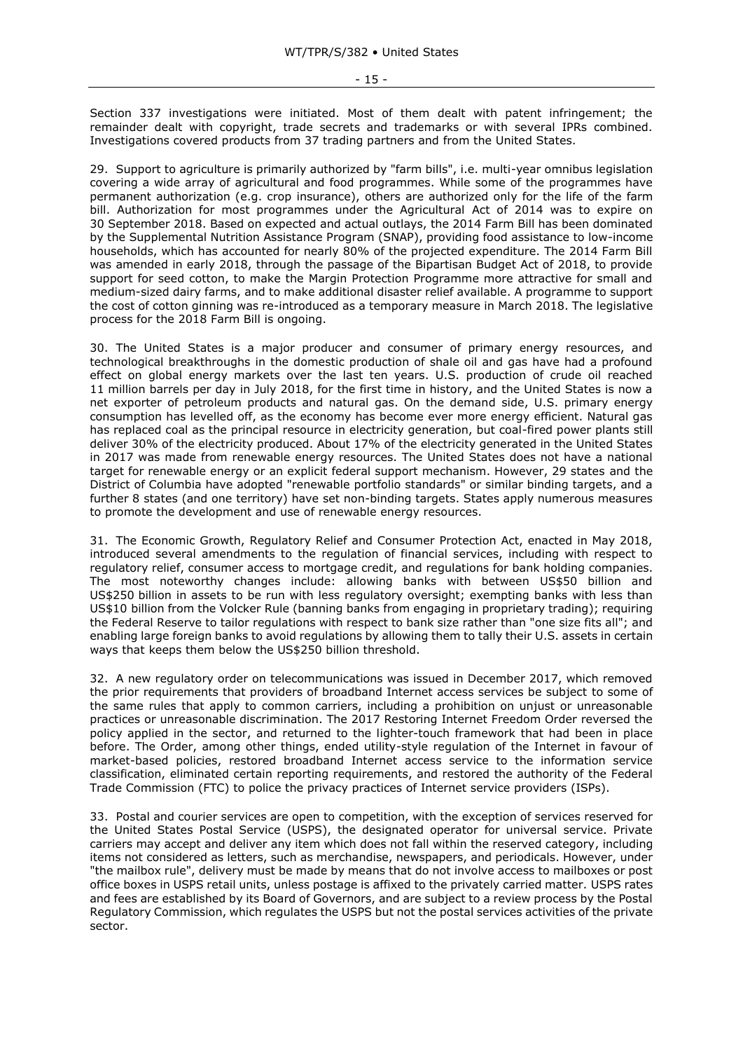Section 337 investigations were initiated. Most of them dealt with patent infringement; the remainder dealt with copyright, trade secrets and trademarks or with several IPRs combined. Investigations covered products from 37 trading partners and from the United States.

29. Support to agriculture is primarily authorized by "farm bills", i.e. multi-year omnibus legislation covering a wide array of agricultural and food programmes. While some of the programmes have permanent authorization (e.g. crop insurance), others are authorized only for the life of the farm bill. Authorization for most programmes under the Agricultural Act of 2014 was to expire on 30 September 2018. Based on expected and actual outlays, the 2014 Farm Bill has been dominated by the Supplemental Nutrition Assistance Program (SNAP), providing food assistance to low-income households, which has accounted for nearly 80% of the projected expenditure. The 2014 Farm Bill was amended in early 2018, through the passage of the Bipartisan Budget Act of 2018, to provide support for seed cotton, to make the Margin Protection Programme more attractive for small and medium-sized dairy farms, and to make additional disaster relief available. A programme to support the cost of cotton ginning was re-introduced as a temporary measure in March 2018. The legislative process for the 2018 Farm Bill is ongoing.

30. The United States is a major producer and consumer of primary energy resources, and technological breakthroughs in the domestic production of shale oil and gas have had a profound effect on global energy markets over the last ten years. U.S. production of crude oil reached 11 million barrels per day in July 2018, for the first time in history, and the United States is now a net exporter of petroleum products and natural gas. On the demand side, U.S. primary energy consumption has levelled off, as the economy has become ever more energy efficient. Natural gas has replaced coal as the principal resource in electricity generation, but coal-fired power plants still deliver 30% of the electricity produced. About 17% of the electricity generated in the United States in 2017 was made from renewable energy resources. The United States does not have a national target for renewable energy or an explicit federal support mechanism. However, 29 states and the District of Columbia have adopted "renewable portfolio standards" or similar binding targets, and a further 8 states (and one territory) have set non-binding targets. States apply numerous measures to promote the development and use of renewable energy resources.

31. The Economic Growth, Regulatory Relief and Consumer Protection Act, enacted in May 2018, introduced several amendments to the regulation of financial services, including with respect to regulatory relief, consumer access to mortgage credit, and regulations for bank holding companies. The most noteworthy changes include: allowing banks with between US$50 billion and US$250 billion in assets to be run with less regulatory oversight; exempting banks with less than US$10 billion from the Volcker Rule (banning banks from engaging in proprietary trading); requiring the Federal Reserve to tailor regulations with respect to bank size rather than "one size fits all"; and enabling large foreign banks to avoid regulations by allowing them to tally their U.S. assets in certain ways that keeps them below the US$250 billion threshold.

32. A new regulatory order on telecommunications was issued in December 2017, which removed the prior requirements that providers of broadband Internet access services be subject to some of the same rules that apply to common carriers, including a prohibition on unjust or unreasonable practices or unreasonable discrimination. The 2017 Restoring Internet Freedom Order reversed the policy applied in the sector, and returned to the lighter-touch framework that had been in place before. The Order, among other things, ended utility-style regulation of the Internet in favour of market-based policies, restored broadband Internet access service to the information service classification, eliminated certain reporting requirements, and restored the authority of the Federal Trade Commission (FTC) to police the privacy practices of Internet service providers (ISPs).

33. Postal and courier services are open to competition, with the exception of services reserved for the United States Postal Service (USPS), the designated operator for universal service. Private carriers may accept and deliver any item which does not fall within the reserved category, including items not considered as letters, such as merchandise, newspapers, and periodicals. However, under "the mailbox rule", delivery must be made by means that do not involve access to mailboxes or post office boxes in USPS retail units, unless postage is affixed to the privately carried matter. USPS rates and fees are established by its Board of Governors, and are subject to a review process by the Postal Regulatory Commission, which regulates the USPS but not the postal services activities of the private sector.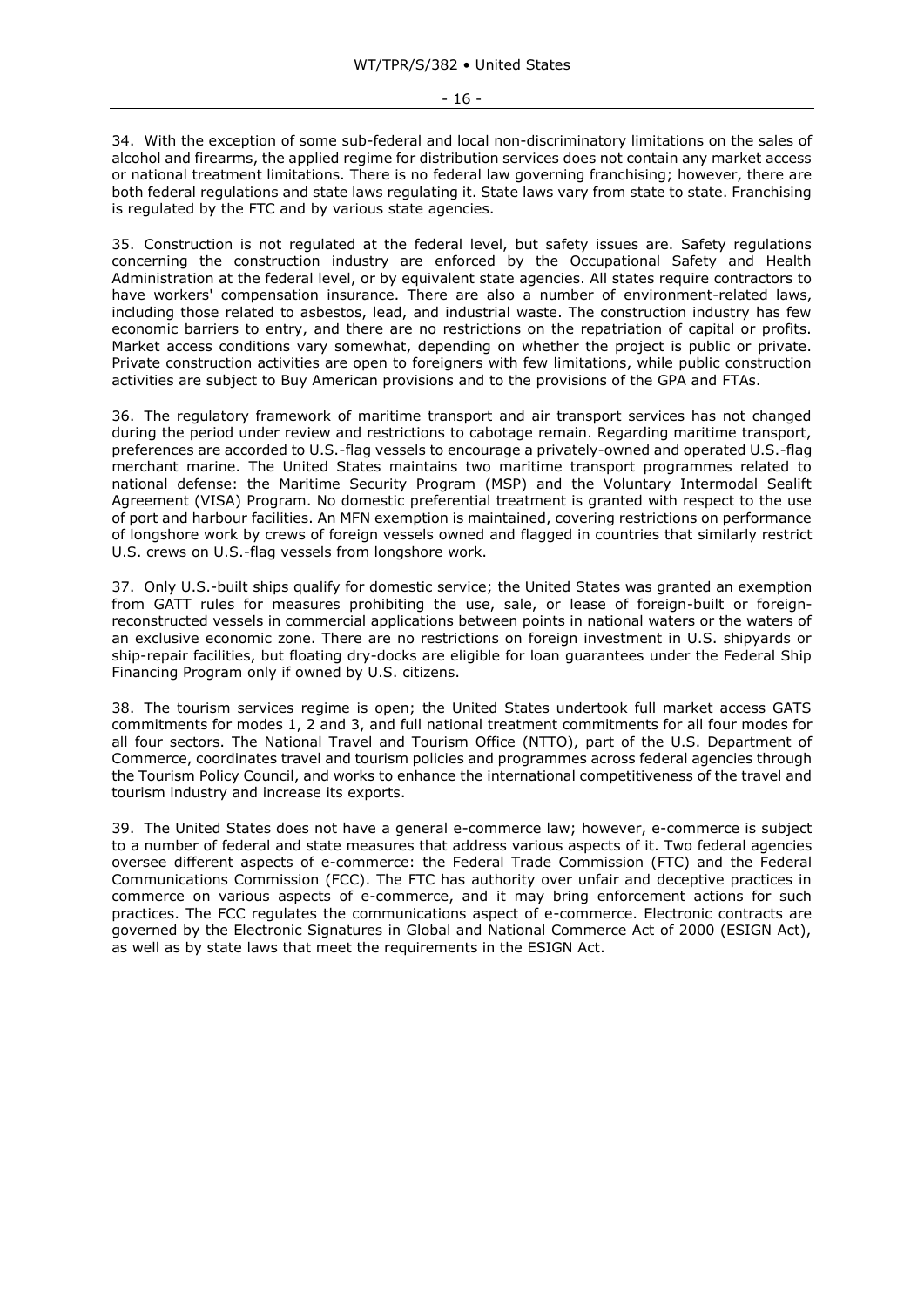34. With the exception of some sub-federal and local non-discriminatory limitations on the sales of alcohol and firearms, the applied regime for distribution services does not contain any market access or national treatment limitations. There is no federal law governing franchising; however, there are both federal regulations and state laws regulating it. State laws vary from state to state. Franchising is regulated by the FTC and by various state agencies.

35. Construction is not regulated at the federal level, but safety issues are. Safety regulations concerning the construction industry are enforced by the Occupational Safety and Health Administration at the federal level, or by equivalent state agencies. All states require contractors to have workers' compensation insurance. There are also a number of environment-related laws, including those related to asbestos, lead, and industrial waste. The construction industry has few economic barriers to entry, and there are no restrictions on the repatriation of capital or profits. Market access conditions vary somewhat, depending on whether the project is public or private. Private construction activities are open to foreigners with few limitations, while public construction activities are subject to Buy American provisions and to the provisions of the GPA and FTAs.

36. The regulatory framework of maritime transport and air transport services has not changed during the period under review and restrictions to cabotage remain. Regarding maritime transport, preferences are accorded to U.S.-flag vessels to encourage a privately-owned and operated U.S.-flag merchant marine. The United States maintains two maritime transport programmes related to national defense: the Maritime Security Program (MSP) and the Voluntary Intermodal Sealift Agreement (VISA) Program. No domestic preferential treatment is granted with respect to the use of port and harbour facilities. An MFN exemption is maintained, covering restrictions on performance of longshore work by crews of foreign vessels owned and flagged in countries that similarly restrict U.S. crews on U.S.-flag vessels from longshore work.

37. Only U.S.-built ships qualify for domestic service; the United States was granted an exemption from GATT rules for measures prohibiting the use, sale, or lease of foreign-built or foreign-reconstructed vessels in commercial applications between points in national waters or the waters of an exclusive economic zone. There are no restrictions on foreign investment in U.S. shipyards or ship-repair facilities, but floating dry-docks are eligible for loan guarantees under the Federal Ship Financing Program only if owned by U.S. citizens.

38. The tourism services regime is open; the United States undertook full market access GATS commitments for modes 1, 2 and 3, and full national treatment commitments for all four modes for all four sectors. The National Travel and Tourism Office (NTTO), part of the U.S. Department of Commerce, coordinates travel and tourism policies and programmes across federal agencies through the Tourism Policy Council, and works to enhance the international competitiveness of the travel and tourism industry and increase its exports.

39. The United States does not have a general e-commerce law; however, e-commerce is subject to a number of federal and state measures that address various aspects of it. Two federal agencies oversee different aspects of e-commerce: the Federal Trade Commission (FTC) and the Federal Communications Commission (FCC). The FTC has authority over unfair and deceptive practices in commerce on various aspects of e-commerce, and it may bring enforcement actions for such practices. The FCC regulates the communications aspect of e-commerce. Electronic contracts are governed by the Electronic Signatures in Global and National Commerce Act of 2000 (ESIGN Act), as well as by state laws that meet the requirements in the ESIGN Act.